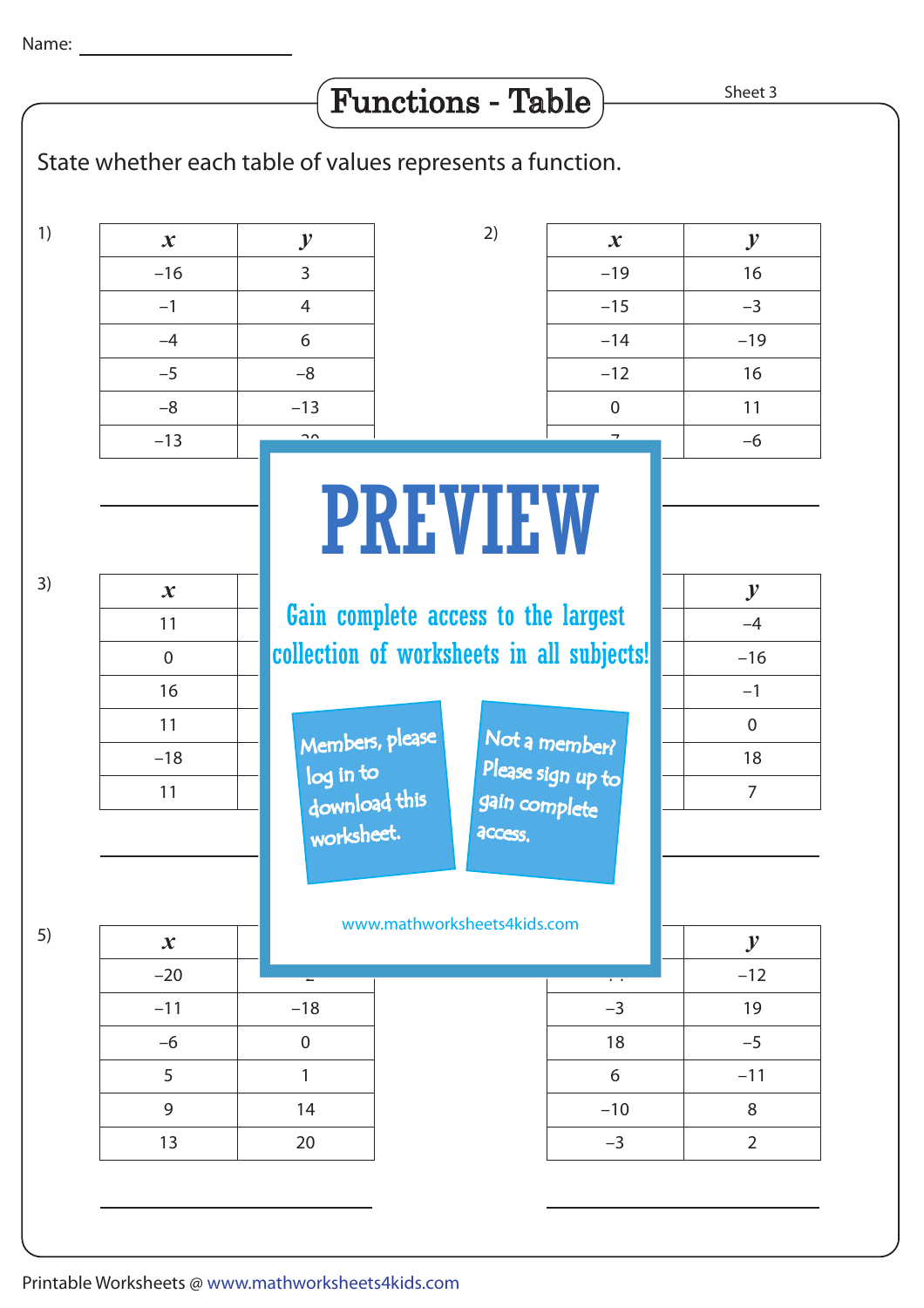Name: ____________________

# Functions - Table

Sheet 3

State whether each table of values represents a function.

1)

| $x$ | $y$ |
|---|---|
| –16 | 3 |
| –1 | 4 |
| –4 | 6 |
| –5 | –8 |
| –8 | –13 |
| –13 | –20 |

____________________

2)

| $x$ | $y$ |
|---|---|
| –19 | 16 |
| –15 | –3 |
| –14 | –19 |
| –12 | 16 |
| 0 | 11 |
| 7 | –6 |

____________________

3)

| $x$ | $y$ |
|---|---|
| 11 | |
| 0 | |
| 16 | |
| 11 | |
| –18 | |
| 11 | |

____________________

4)

| $x$ | $y$ |
|---|---|
| | –4 |
| | –16 |
| | –1 |
| | 0 |
| | 18 |
| | 7 |

____________________

PREVIEW

Gain complete access to the largest collection of worksheets in all subjects!

Members, please log in to download this worksheet.

Not a member? Please sign up to gain complete access.

www.mathworksheets4kids.com

5)

| $x$ | $y$ |
|---|---|
| –20 | 2 |
| –11 | –18 |
| –6 | 0 |
| 5 | 1 |
| 9 | 14 |
| 13 | 20 |

____________________

6)

| $x$ | $y$ |
|---|---|
| | –12 |
| –3 | 19 |
| 18 | –5 |
| 6 | –11 |
| –10 | 8 |
| –3 | 2 |

____________________

Printable Worksheets @ www.mathworksheets4kids.com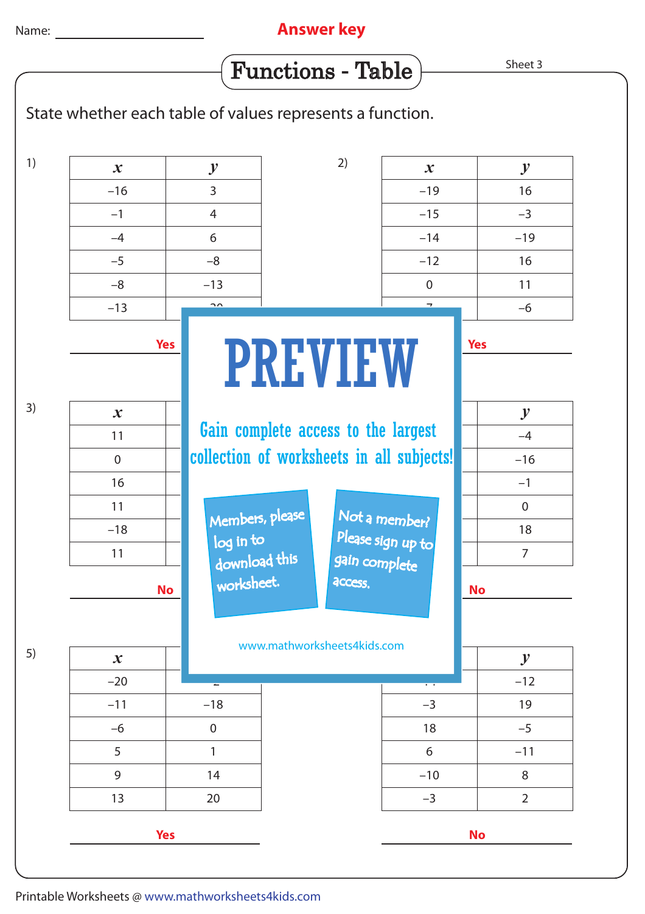Name: ______________________

**Answer key**

# Functions - Table

Sheet 3

State whether each table of values represents a function.

1)

| $x$ | $y$ |
|---|---|
| –16 | 3 |
| –1 | 4 |
| –4 | 6 |
| –5 | –8 |
| –8 | –13 |
| –13 | –20 |

**Yes**

2)

| $x$ | $y$ |
|---|---|
| –19 | 16 |
| –15 | –3 |
| –14 | –19 |
| –12 | 16 |
| 0 | 11 |
| 7 | –6 |

**Yes**

3)

| $x$ | $y$ |
|---|---|
| 11 | |
| 0 | |
| 16 | |
| 11 | |
| –18 | |
| 11 | |

**No**

4)

| $x$ | $y$ |
|---|---|
| | –4 |
| | –16 |
| | –1 |
| | 0 |
| | 18 |
| | 7 |

**No**

5)

| $x$ | $y$ |
|---|---|
| –20 | 2 |
| –11 | –18 |
| –6 | 0 |
| 5 | 1 |
| 9 | 14 |
| 13 | 20 |

**Yes**

6)

| $x$ | $y$ |
|---|---|
| 11 | –12 |
| –3 | 19 |
| 18 | –5 |
| 6 | –11 |
| –10 | 8 |
| –3 | 2 |

**No**

PREVIEW

Gain complete access to the largest collection of worksheets in all subjects!

Members, please log in to download this worksheet.

Not a member? Please sign up to gain complete access.

www.mathworksheets4kids.com

Printable Worksheets @ www.mathworksheets4kids.com